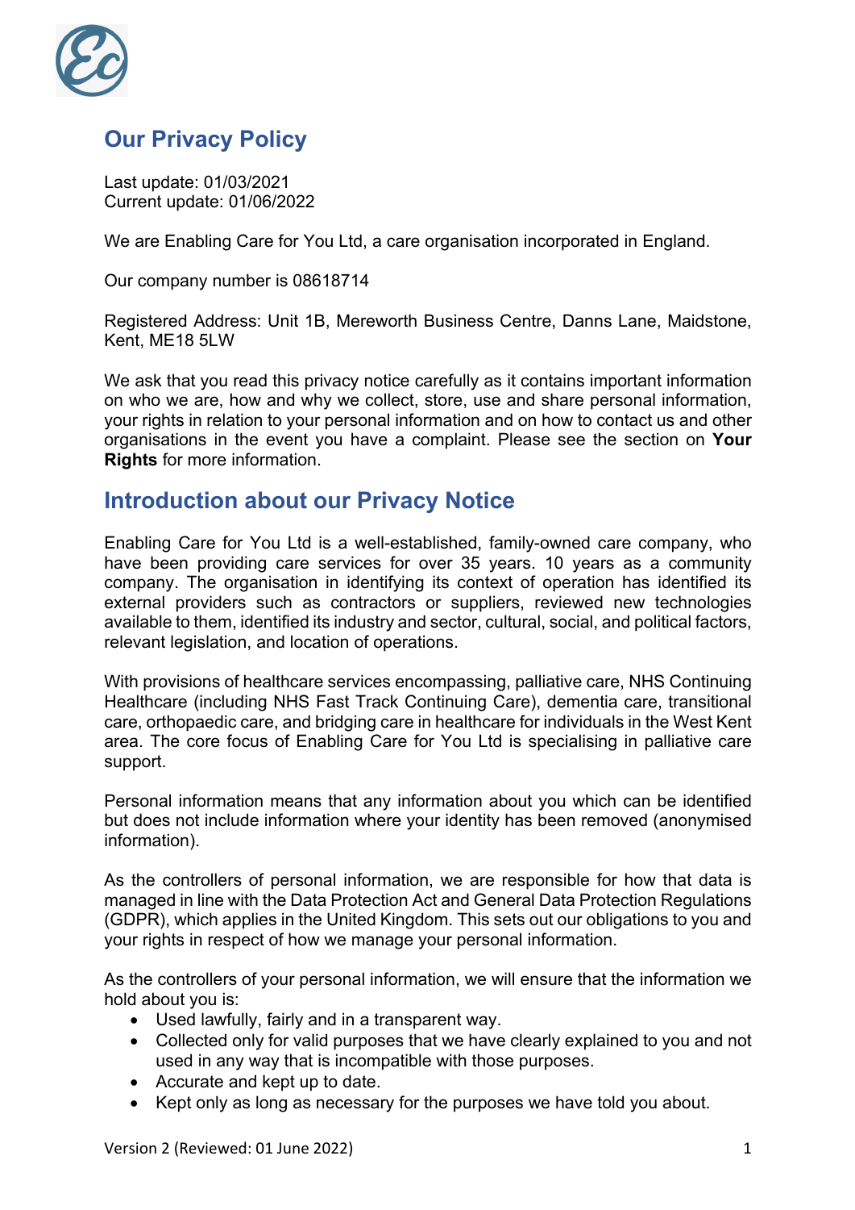## Our Privacy Policy

Last update: 01/03/2021
Current update: 01/06/2022

We are Enabling Care for You Ltd, a care organisation incorporated in England.

Our company number is 08618714

Registered Address: Unit 1B, Mereworth Business Centre, Danns Lane, Maidstone, Kent, ME18 5LW

We ask that you read this privacy notice carefully as it contains important information on who we are, how and why we collect, store, use and share personal information, your rights in relation to your personal information and on how to contact us and other organisations in the event you have a complaint. Please see the section on **Your Rights** for more information.

## Introduction about our Privacy Notice

Enabling Care for You Ltd is a well-established, family-owned care company, who have been providing care services for over 35 years. 10 years as a community company. The organisation in identifying its context of operation has identified its external providers such as contractors or suppliers, reviewed new technologies available to them, identified its industry and sector, cultural, social, and political factors, relevant legislation, and location of operations.

With provisions of healthcare services encompassing, palliative care, NHS Continuing Healthcare (including NHS Fast Track Continuing Care), dementia care, transitional care, orthopaedic care, and bridging care in healthcare for individuals in the West Kent area. The core focus of Enabling Care for You Ltd is specialising in palliative care support.

Personal information means that any information about you which can be identified but does not include information where your identity has been removed (anonymised information).

As the controllers of personal information, we are responsible for how that data is managed in line with the Data Protection Act and General Data Protection Regulations (GDPR), which applies in the United Kingdom. This sets out our obligations to you and your rights in respect of how we manage your personal information.

As the controllers of your personal information, we will ensure that the information we hold about you is:

- Used lawfully, fairly and in a transparent way.
- Collected only for valid purposes that we have clearly explained to you and not used in any way that is incompatible with those purposes.
- Accurate and kept up to date.
- Kept only as long as necessary for the purposes we have told you about.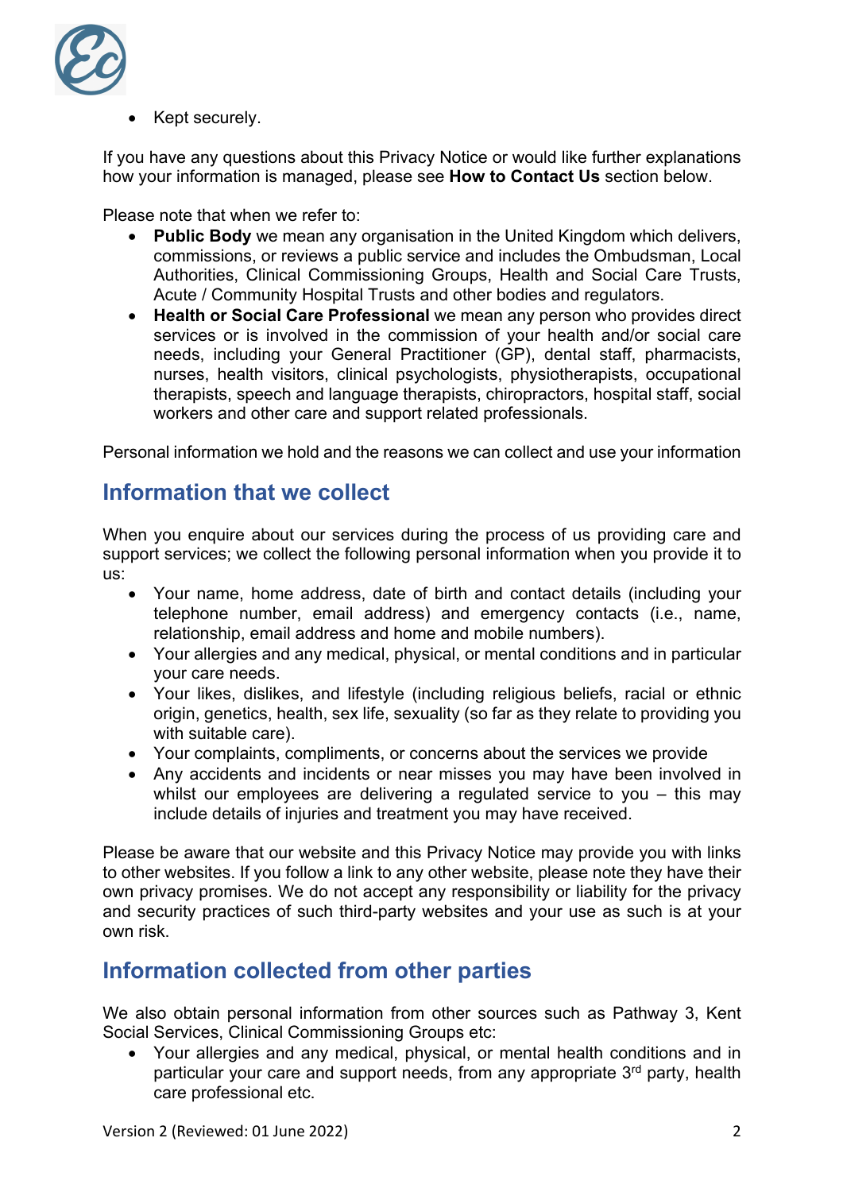- Kept securely.

If you have any questions about this Privacy Notice or would like further explanations how your information is managed, please see **How to Contact Us** section below.

Please note that when we refer to:

- **Public Body** we mean any organisation in the United Kingdom which delivers, commissions, or reviews a public service and includes the Ombudsman, Local Authorities, Clinical Commissioning Groups, Health and Social Care Trusts, Acute / Community Hospital Trusts and other bodies and regulators.
- **Health or Social Care Professional** we mean any person who provides direct services or is involved in the commission of your health and/or social care needs, including your General Practitioner (GP), dental staff, pharmacists, nurses, health visitors, clinical psychologists, physiotherapists, occupational therapists, speech and language therapists, chiropractors, hospital staff, social workers and other care and support related professionals.

Personal information we hold and the reasons we can collect and use your information

## Information that we collect

When you enquire about our services during the process of us providing care and support services; we collect the following personal information when you provide it to us:

- Your name, home address, date of birth and contact details (including your telephone number, email address) and emergency contacts (i.e., name, relationship, email address and home and mobile numbers).
- Your allergies and any medical, physical, or mental conditions and in particular your care needs.
- Your likes, dislikes, and lifestyle (including religious beliefs, racial or ethnic origin, genetics, health, sex life, sexuality (so far as they relate to providing you with suitable care).
- Your complaints, compliments, or concerns about the services we provide
- Any accidents and incidents or near misses you may have been involved in whilst our employees are delivering a regulated service to you – this may include details of injuries and treatment you may have received.

Please be aware that our website and this Privacy Notice may provide you with links to other websites. If you follow a link to any other website, please note they have their own privacy promises. We do not accept any responsibility or liability for the privacy and security practices of such third-party websites and your use as such is at your own risk.

## Information collected from other parties

We also obtain personal information from other sources such as Pathway 3, Kent Social Services, Clinical Commissioning Groups etc:

- Your allergies and any medical, physical, or mental health conditions and in particular your care and support needs, from any appropriate 3rd party, health care professional etc.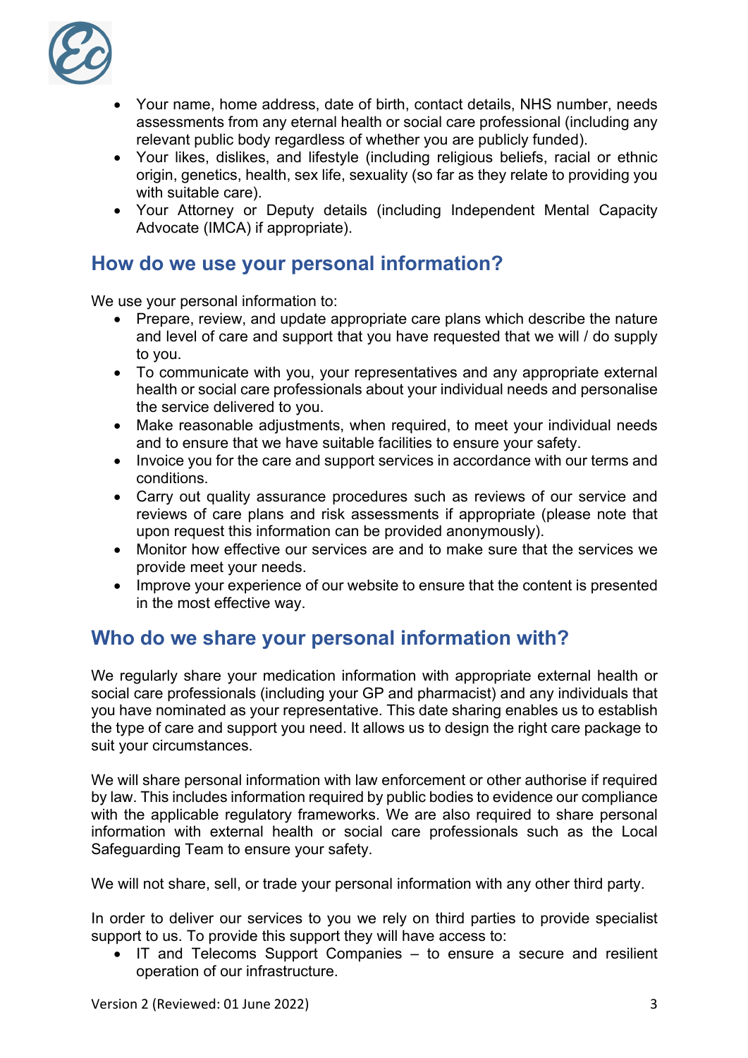- Your name, home address, date of birth, contact details, NHS number, needs assessments from any eternal health or social care professional (including any relevant public body regardless of whether you are publicly funded).
- Your likes, dislikes, and lifestyle (including religious beliefs, racial or ethnic origin, genetics, health, sex life, sexuality (so far as they relate to providing you with suitable care).
- Your Attorney or Deputy details (including Independent Mental Capacity Advocate (IMCA) if appropriate).

## How do we use your personal information?

We use your personal information to:

- Prepare, review, and update appropriate care plans which describe the nature and level of care and support that you have requested that we will / do supply to you.
- To communicate with you, your representatives and any appropriate external health or social care professionals about your individual needs and personalise the service delivered to you.
- Make reasonable adjustments, when required, to meet your individual needs and to ensure that we have suitable facilities to ensure your safety.
- Invoice you for the care and support services in accordance with our terms and conditions.
- Carry out quality assurance procedures such as reviews of our service and reviews of care plans and risk assessments if appropriate (please note that upon request this information can be provided anonymously).
- Monitor how effective our services are and to make sure that the services we provide meet your needs.
- Improve your experience of our website to ensure that the content is presented in the most effective way.

## Who do we share your personal information with?

We regularly share your medication information with appropriate external health or social care professionals (including your GP and pharmacist) and any individuals that you have nominated as your representative. This date sharing enables us to establish the type of care and support you need. It allows us to design the right care package to suit your circumstances.

We will share personal information with law enforcement or other authorise if required by law. This includes information required by public bodies to evidence our compliance with the applicable regulatory frameworks. We are also required to share personal information with external health or social care professionals such as the Local Safeguarding Team to ensure your safety.

We will not share, sell, or trade your personal information with any other third party.

In order to deliver our services to you we rely on third parties to provide specialist support to us. To provide this support they will have access to:

- IT and Telecoms Support Companies – to ensure a secure and resilient operation of our infrastructure.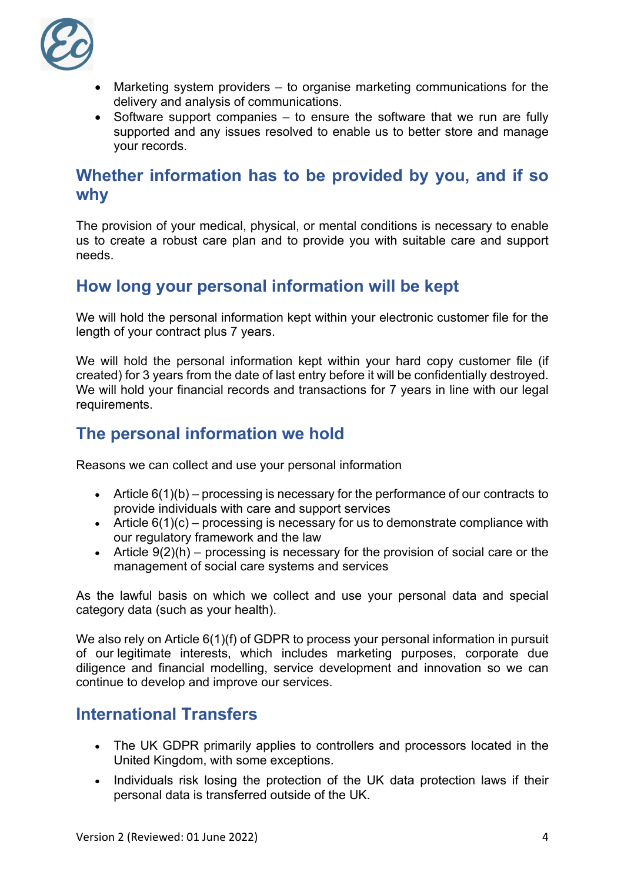- Marketing system providers – to organise marketing communications for the delivery and analysis of communications.
- Software support companies – to ensure the software that we run are fully supported and any issues resolved to enable us to better store and manage your records.

## Whether information has to be provided by you, and if so why

The provision of your medical, physical, or mental conditions is necessary to enable us to create a robust care plan and to provide you with suitable care and support needs.

## How long your personal information will be kept

We will hold the personal information kept within your electronic customer file for the length of your contract plus 7 years.

We will hold the personal information kept within your hard copy customer file (if created) for 3 years from the date of last entry before it will be confidentially destroyed. We will hold your financial records and transactions for 7 years in line with our legal requirements.

## The personal information we hold

Reasons we can collect and use your personal information

- Article 6(1)(b) – processing is necessary for the performance of our contracts to provide individuals with care and support services
- Article 6(1)(c) – processing is necessary for us to demonstrate compliance with our regulatory framework and the law
- Article 9(2)(h) – processing is necessary for the provision of social care or the management of social care systems and services

As the lawful basis on which we collect and use your personal data and special category data (such as your health).

We also rely on Article 6(1)(f) of GDPR to process your personal information in pursuit of our legitimate interests, which includes marketing purposes, corporate due diligence and financial modelling, service development and innovation so we can continue to develop and improve our services.

## International Transfers

- The UK GDPR primarily applies to controllers and processors located in the United Kingdom, with some exceptions.
- Individuals risk losing the protection of the UK data protection laws if their personal data is transferred outside of the UK.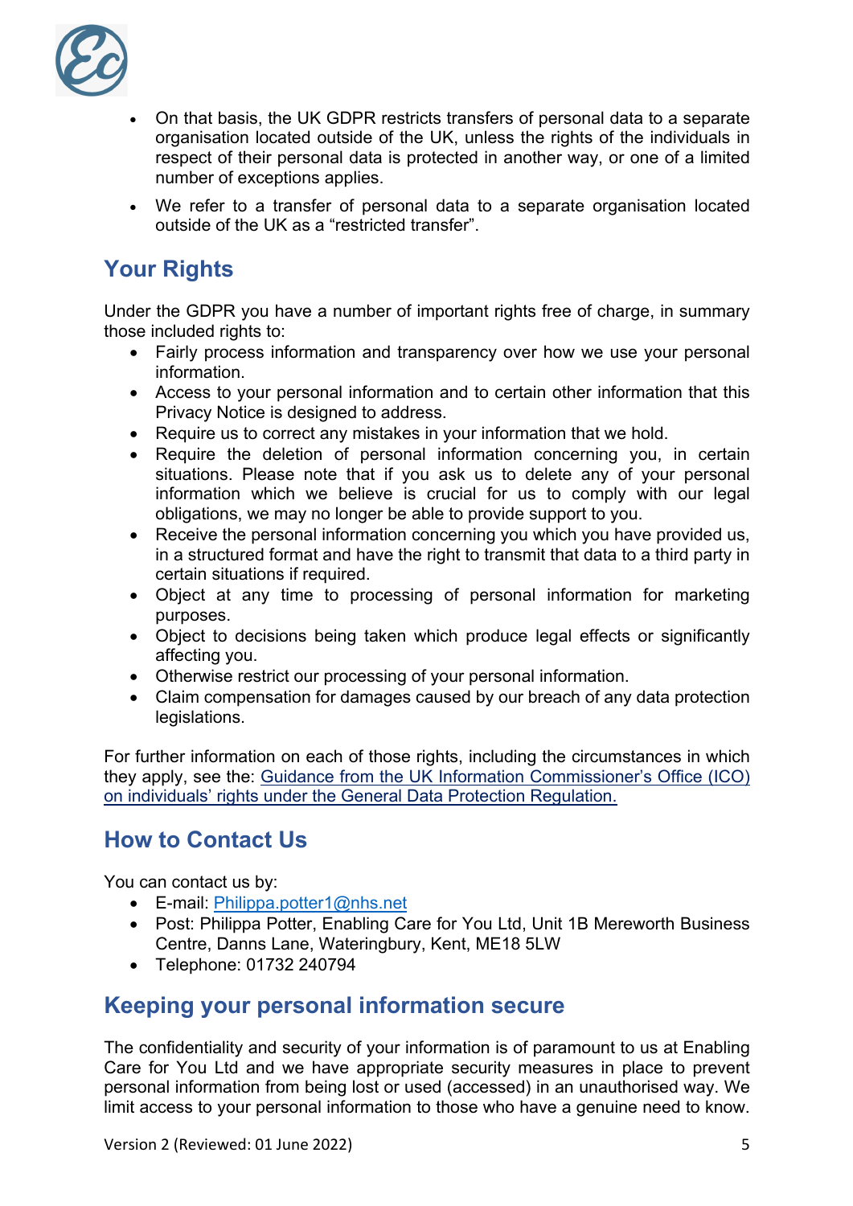- On that basis, the UK GDPR restricts transfers of personal data to a separate organisation located outside of the UK, unless the rights of the individuals in respect of their personal data is protected in another way, or one of a limited number of exceptions applies.
- We refer to a transfer of personal data to a separate organisation located outside of the UK as a "restricted transfer".

## Your Rights

Under the GDPR you have a number of important rights free of charge, in summary those included rights to:

- Fairly process information and transparency over how we use your personal information.
- Access to your personal information and to certain other information that this Privacy Notice is designed to address.
- Require us to correct any mistakes in your information that we hold.
- Require the deletion of personal information concerning you, in certain situations. Please note that if you ask us to delete any of your personal information which we believe is crucial for us to comply with our legal obligations, we may no longer be able to provide support to you.
- Receive the personal information concerning you which you have provided us, in a structured format and have the right to transmit that data to a third party in certain situations if required.
- Object at any time to processing of personal information for marketing purposes.
- Object to decisions being taken which produce legal effects or significantly affecting you.
- Otherwise restrict our processing of your personal information.
- Claim compensation for damages caused by our breach of any data protection legislations.

For further information on each of those rights, including the circumstances in which they apply, see the: [Guidance from the UK Information Commissioner's Office (ICO) on individuals' rights under the General Data Protection Regulation.]()

## How to Contact Us

You can contact us by:

- E-mail: [Philippa.potter1@nhs.net](mailto:Philippa.potter1@nhs.net)
- Post: Philippa Potter, Enabling Care for You Ltd, Unit 1B Mereworth Business Centre, Danns Lane, Wateringbury, Kent, ME18 5LW
- Telephone: 01732 240794

## Keeping your personal information secure

The confidentiality and security of your information is of paramount to us at Enabling Care for You Ltd and we have appropriate security measures in place to prevent personal information from being lost or used (accessed) in an unauthorised way. We limit access to your personal information to those who have a genuine need to know.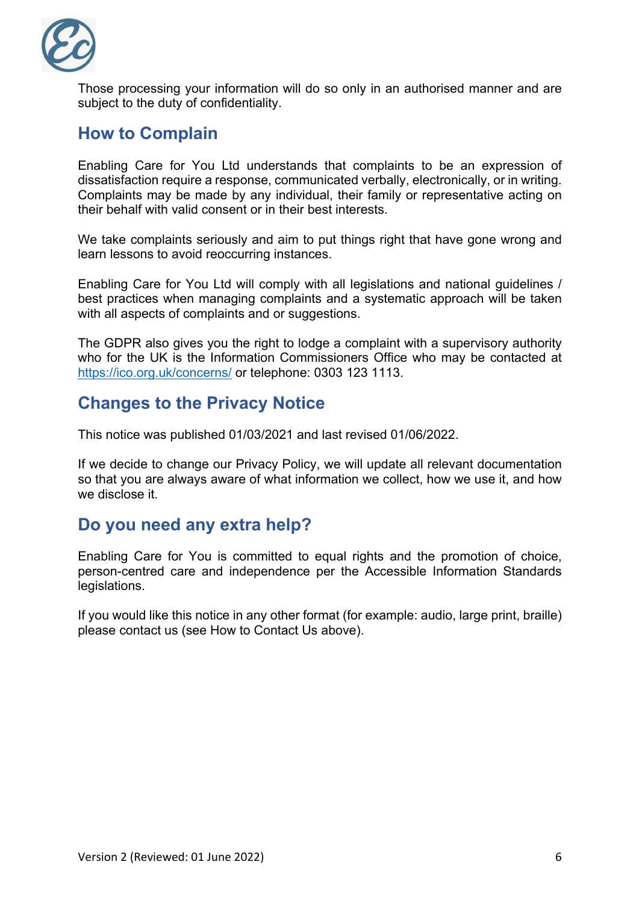Those processing your information will do so only in an authorised manner and are subject to the duty of confidentiality.

## How to Complain

Enabling Care for You Ltd understands that complaints to be an expression of dissatisfaction require a response, communicated verbally, electronically, or in writing. Complaints may be made by any individual, their family or representative acting on their behalf with valid consent or in their best interests.

We take complaints seriously and aim to put things right that have gone wrong and learn lessons to avoid reoccurring instances.

Enabling Care for You Ltd will comply with all legislations and national guidelines / best practices when managing complaints and a systematic approach will be taken with all aspects of complaints and or suggestions.

The GDPR also gives you the right to lodge a complaint with a supervisory authority who for the UK is the Information Commissioners Office who may be contacted at https://ico.org.uk/concerns/ or telephone: 0303 123 1113.

## Changes to the Privacy Notice

This notice was published 01/03/2021 and last revised 01/06/2022.

If we decide to change our Privacy Policy, we will update all relevant documentation so that you are always aware of what information we collect, how we use it, and how we disclose it.

## Do you need any extra help?

Enabling Care for You is committed to equal rights and the promotion of choice, person-centred care and independence per the Accessible Information Standards legislations.

If you would like this notice in any other format (for example: audio, large print, braille) please contact us (see How to Contact Us above).